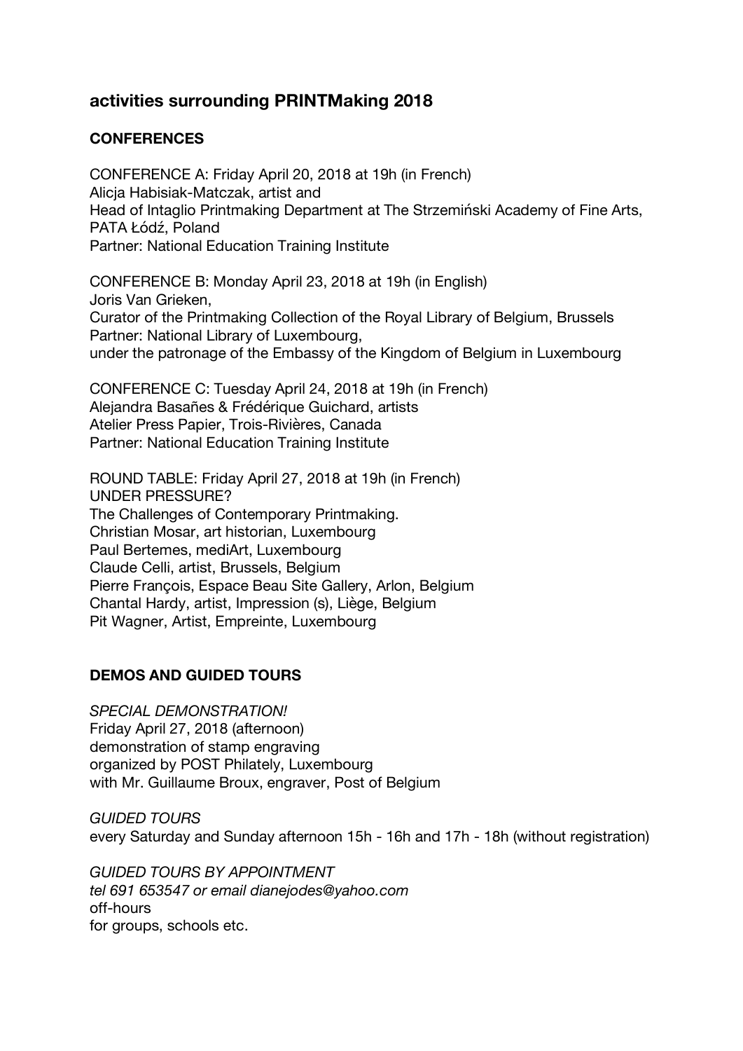# activities surrounding PRINTMaking 2018

## CONFERENCES

CONFERENCE A: Friday April 20, 2018 at 19h (in French)
Alicja Habisiak-Matczak, artist and
Head of Intaglio Printmaking Department at The Strzemiński Academy of Fine Arts, PATA Łódź, Poland
Partner: National Education Training Institute

CONFERENCE B: Monday April 23, 2018 at 19h (in English)
Joris Van Grieken,
Curator of the Printmaking Collection of the Royal Library of Belgium, Brussels
Partner: National Library of Luxembourg,
under the patronage of the Embassy of the Kingdom of Belgium in Luxembourg

CONFERENCE C: Tuesday April 24, 2018 at 19h (in French)
Alejandra Basañes & Frédérique Guichard, artists
Atelier Press Papier, Trois-Rivières, Canada
Partner: National Education Training Institute

ROUND TABLE: Friday April 27, 2018 at 19h (in French)
UNDER PRESSURE?
The Challenges of Contemporary Printmaking.
Christian Mosar, art historian, Luxembourg
Paul Bertemes, mediArt, Luxembourg
Claude Celli, artist, Brussels, Belgium
Pierre François, Espace Beau Site Gallery, Arlon, Belgium
Chantal Hardy, artist, Impression (s), Liège, Belgium
Pit Wagner, Artist, Empreinte, Luxembourg

## DEMOS AND GUIDED TOURS

*SPECIAL DEMONSTRATION!*
Friday April 27, 2018 (afternoon)
demonstration of stamp engraving
organized by POST Philately, Luxembourg
with Mr. Guillaume Broux, engraver, Post of Belgium

*GUIDED TOURS*
every Saturday and Sunday afternoon 15h - 16h and 17h - 18h (without registration)

*GUIDED TOURS BY APPOINTMENT*
*tel 691 653547 or email dianejodes@yahoo.com*
off-hours
for groups, schools etc.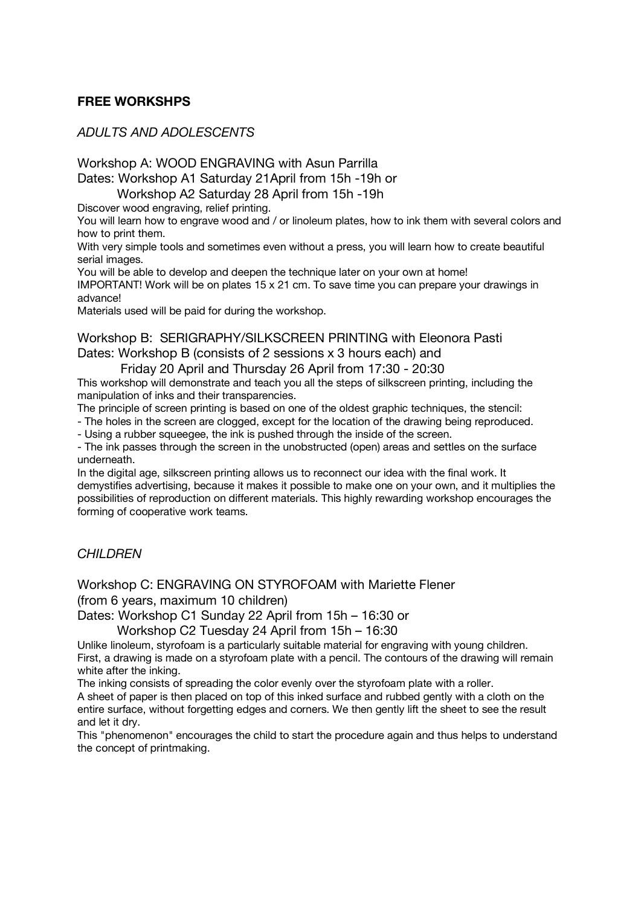## FREE WORKSHPS

*ADULTS AND ADOLESCENTS*

### Workshop A: WOOD ENGRAVING with Asun Parrilla

Dates: Workshop A1 Saturday 21April from 15h -19h or

Workshop A2 Saturday 28 April from 15h -19h

Discover wood engraving, relief printing.

You will learn how to engrave wood and / or linoleum plates, how to ink them with several colors and how to print them.

With very simple tools and sometimes even without a press, you will learn how to create beautiful serial images.

You will be able to develop and deepen the technique later on your own at home!

IMPORTANT! Work will be on plates 15 x 21 cm. To save time you can prepare your drawings in advance!

Materials used will be paid for during the workshop.

### Workshop B: SERIGRAPHY/SILKSCREEN PRINTING with Eleonora Pasti

Dates: Workshop B (consists of 2 sessions x 3 hours each) and

Friday 20 April and Thursday 26 April from 17:30 - 20:30

This workshop will demonstrate and teach you all the steps of silkscreen printing, including the manipulation of inks and their transparencies.

The principle of screen printing is based on one of the oldest graphic techniques, the stencil:

- The holes in the screen are clogged, except for the location of the drawing being reproduced.
- Using a rubber squeegee, the ink is pushed through the inside of the screen.
- The ink passes through the screen in the unobstructed (open) areas and settles on the surface underneath.

In the digital age, silkscreen printing allows us to reconnect our idea with the final work. It demystifies advertising, because it makes it possible to make one on your own, and it multiplies the possibilities of reproduction on different materials. This highly rewarding workshop encourages the forming of cooperative work teams.

*CHILDREN*

### Workshop C: ENGRAVING ON STYROFOAM with Mariette Flener

(from 6 years, maximum 10 children)

Dates: Workshop C1 Sunday 22 April from 15h – 16:30 or

Workshop C2 Tuesday 24 April from 15h – 16:30

Unlike linoleum, styrofoam is a particularly suitable material for engraving with young children.

First, a drawing is made on a styrofoam plate with a pencil. The contours of the drawing will remain white after the inking.

The inking consists of spreading the color evenly over the styrofoam plate with a roller.

A sheet of paper is then placed on top of this inked surface and rubbed gently with a cloth on the entire surface, without forgetting edges and corners. We then gently lift the sheet to see the result and let it dry.

This "phenomenon" encourages the child to start the procedure again and thus helps to understand the concept of printmaking.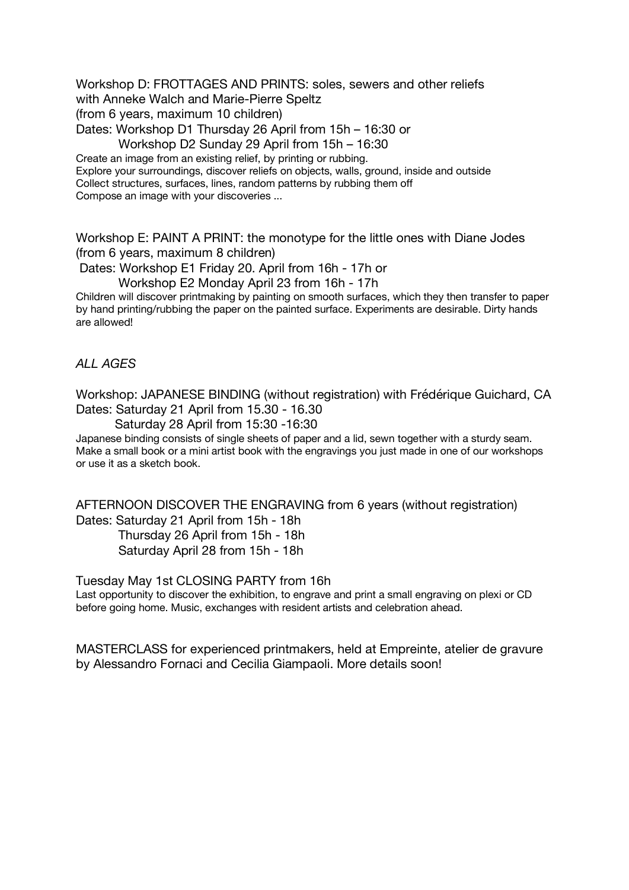Workshop D: FROTTAGES AND PRINTS: soles, sewers and other reliefs
with Anneke Walch and Marie-Pierre Speltz
(from 6 years, maximum 10 children)
Dates: Workshop D1 Thursday 26 April from 15h – 16:30 or
Workshop D2 Sunday 29 April from 15h – 16:30

Create an image from an existing relief, by printing or rubbing.
Explore your surroundings, discover reliefs on objects, walls, ground, inside and outside
Collect structures, surfaces, lines, random patterns by rubbing them off
Compose an image with your discoveries ...

Workshop E: PAINT A PRINT: the monotype for the little ones with Diane Jodes
(from 6 years, maximum 8 children)
Dates: Workshop E1 Friday 20. April from 16h - 17h or
Workshop E2 Monday April 23 from 16h - 17h

Children will discover printmaking by painting on smooth surfaces, which they then transfer to paper by hand printing/rubbing the paper on the painted surface. Experiments are desirable. Dirty hands are allowed!

*ALL AGES*

Workshop: JAPANESE BINDING (without registration) with Frédérique Guichard, CA
Dates: Saturday 21 April from 15.30 - 16.30
Saturday 28 April from 15:30 -16:30

Japanese binding consists of single sheets of paper and a lid, sewn together with a sturdy seam. Make a small book or a mini artist book with the engravings you just made in one of our workshops or use it as a sketch book.

AFTERNOON DISCOVER THE ENGRAVING from 6 years (without registration)
Dates: Saturday 21 April from 15h - 18h
Thursday 26 April from 15h - 18h
Saturday April 28 from 15h - 18h

Tuesday May 1st CLOSING PARTY from 16h

Last opportunity to discover the exhibition, to engrave and print a small engraving on plexi or CD before going home. Music, exchanges with resident artists and celebration ahead.

MASTERCLASS for experienced printmakers, held at Empreinte, atelier de gravure by Alessandro Fornaci and Cecilia Giampaoli. More details soon!